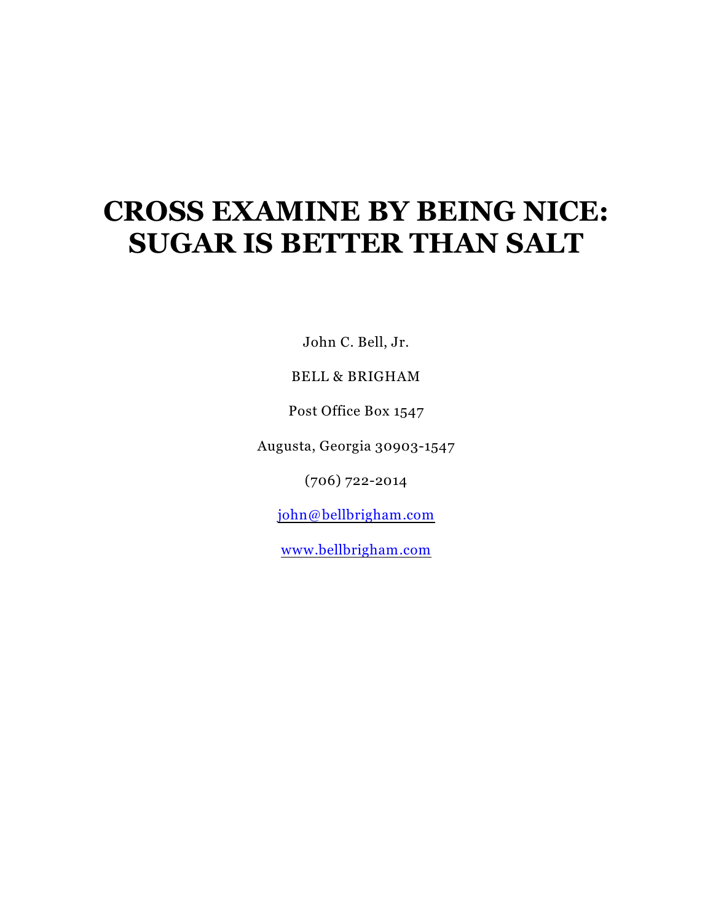# CROSS EXAMINE BY BEING NICE: SUGAR IS BETTER THAN SALT

John C. Bell, Jr.

BELL & BRIGHAM

Post Office Box 1547

Augusta, Georgia 30903-1547

(706) 722-2014

john@bellbrigham.com

www.bellbrigham.com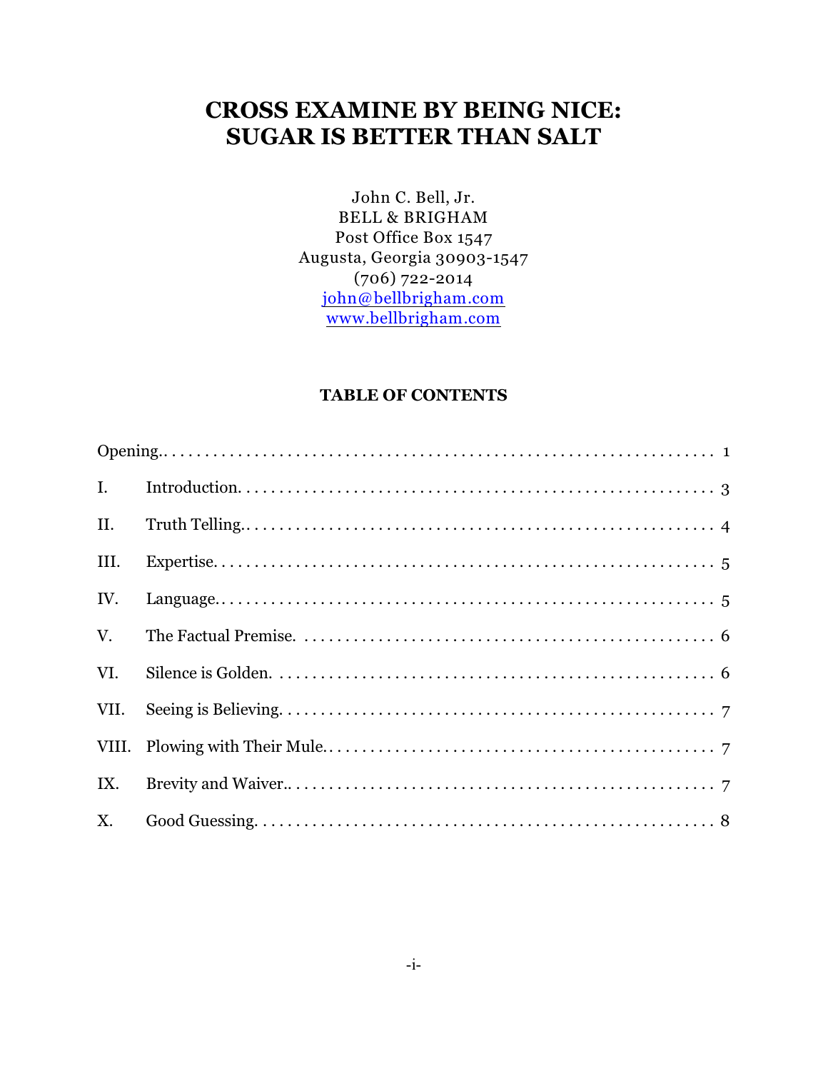# CROSS EXAMINE BY BEING NICE: SUGAR IS BETTER THAN SALT

John C. Bell, Jr.
BELL & BRIGHAM
Post Office Box 1547
Augusta, Georgia 30903-1547
(706) 722-2014
john@bellbrigham.com
www.bellbrigham.com

## TABLE OF CONTENTS

| | | |
|---|---|---|
| Opening | | 1 |
| I. | Introduction | 3 |
| II. | Truth Telling | 4 |
| III. | Expertise | 5 |
| IV. | Language | 5 |
| V. | The Factual Premise | 6 |
| VI. | Silence is Golden | 6 |
| VII. | Seeing is Believing | 7 |
| VIII. | Plowing with Their Mule | 7 |
| IX. | Brevity and Waiver | 7 |
| X. | Good Guessing | 8 |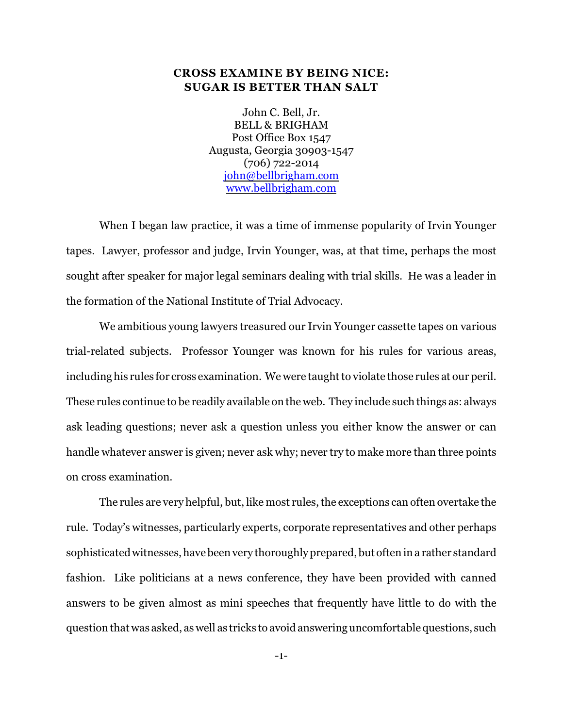# CROSS EXAMINE BY BEING NICE: SUGAR IS BETTER THAN SALT

John C. Bell, Jr.
BELL & BRIGHAM
Post Office Box 1547
Augusta, Georgia 30903-1547
(706) 722-2014
[john@bellbrigham.com](mailto:john@bellbrigham.com)
[www.bellbrigham.com](http://www.bellbrigham.com)

When I began law practice, it was a time of immense popularity of Irvin Younger tapes. Lawyer, professor and judge, Irvin Younger, was, at that time, perhaps the most sought after speaker for major legal seminars dealing with trial skills. He was a leader in the formation of the National Institute of Trial Advocacy.

We ambitious young lawyers treasured our Irvin Younger cassette tapes on various trial-related subjects. Professor Younger was known for his rules for various areas, including his rules for cross examination. We were taught to violate those rules at our peril. These rules continue to be readily available on the web. They include such things as: always ask leading questions; never ask a question unless you either know the answer or can handle whatever answer is given; never ask why; never try to make more than three points on cross examination.

The rules are very helpful, but, like most rules, the exceptions can often overtake the rule. Today's witnesses, particularly experts, corporate representatives and other perhaps sophisticated witnesses, have been very thoroughly prepared, but often in a rather standard fashion. Like politicians at a news conference, they have been provided with canned answers to be given almost as mini speeches that frequently have little to do with the question that was asked, as well as tricks to avoid answering uncomfortable questions, such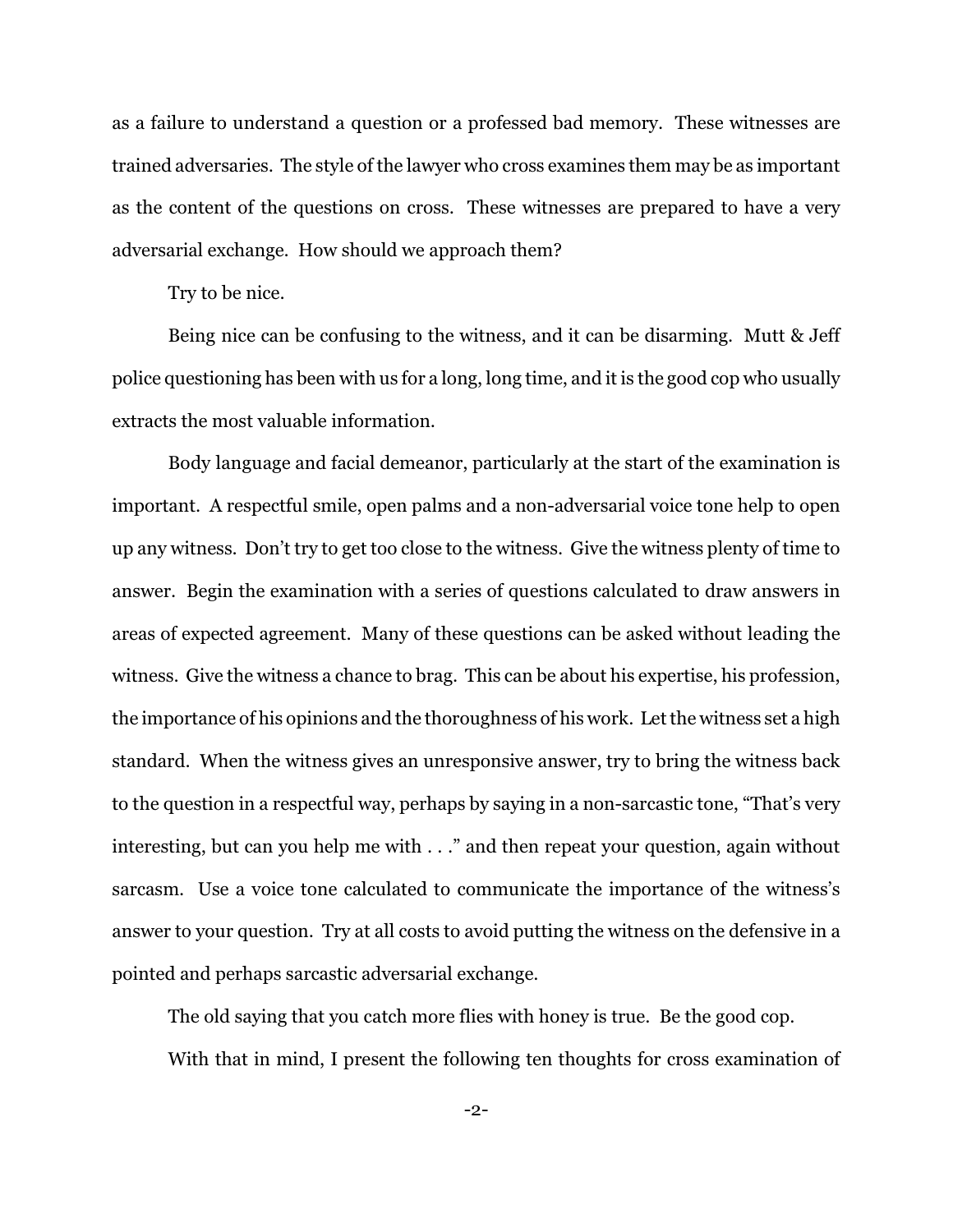as a failure to understand a question or a professed bad memory. These witnesses are trained adversaries. The style of the lawyer who cross examines them may be as important as the content of the questions on cross. These witnesses are prepared to have a very adversarial exchange. How should we approach them?

Try to be nice.

Being nice can be confusing to the witness, and it can be disarming. Mutt & Jeff police questioning has been with us for a long, long time, and it is the good cop who usually extracts the most valuable information.

Body language and facial demeanor, particularly at the start of the examination is important. A respectful smile, open palms and a non-adversarial voice tone help to open up any witness. Don't try to get too close to the witness. Give the witness plenty of time to answer. Begin the examination with a series of questions calculated to draw answers in areas of expected agreement. Many of these questions can be asked without leading the witness. Give the witness a chance to brag. This can be about his expertise, his profession, the importance of his opinions and the thoroughness of his work. Let the witness set a high standard. When the witness gives an unresponsive answer, try to bring the witness back to the question in a respectful way, perhaps by saying in a non-sarcastic tone, "That's very interesting, but can you help me with . . ." and then repeat your question, again without sarcasm. Use a voice tone calculated to communicate the importance of the witness's answer to your question. Try at all costs to avoid putting the witness on the defensive in a pointed and perhaps sarcastic adversarial exchange.

The old saying that you catch more flies with honey is true. Be the good cop.

With that in mind, I present the following ten thoughts for cross examination of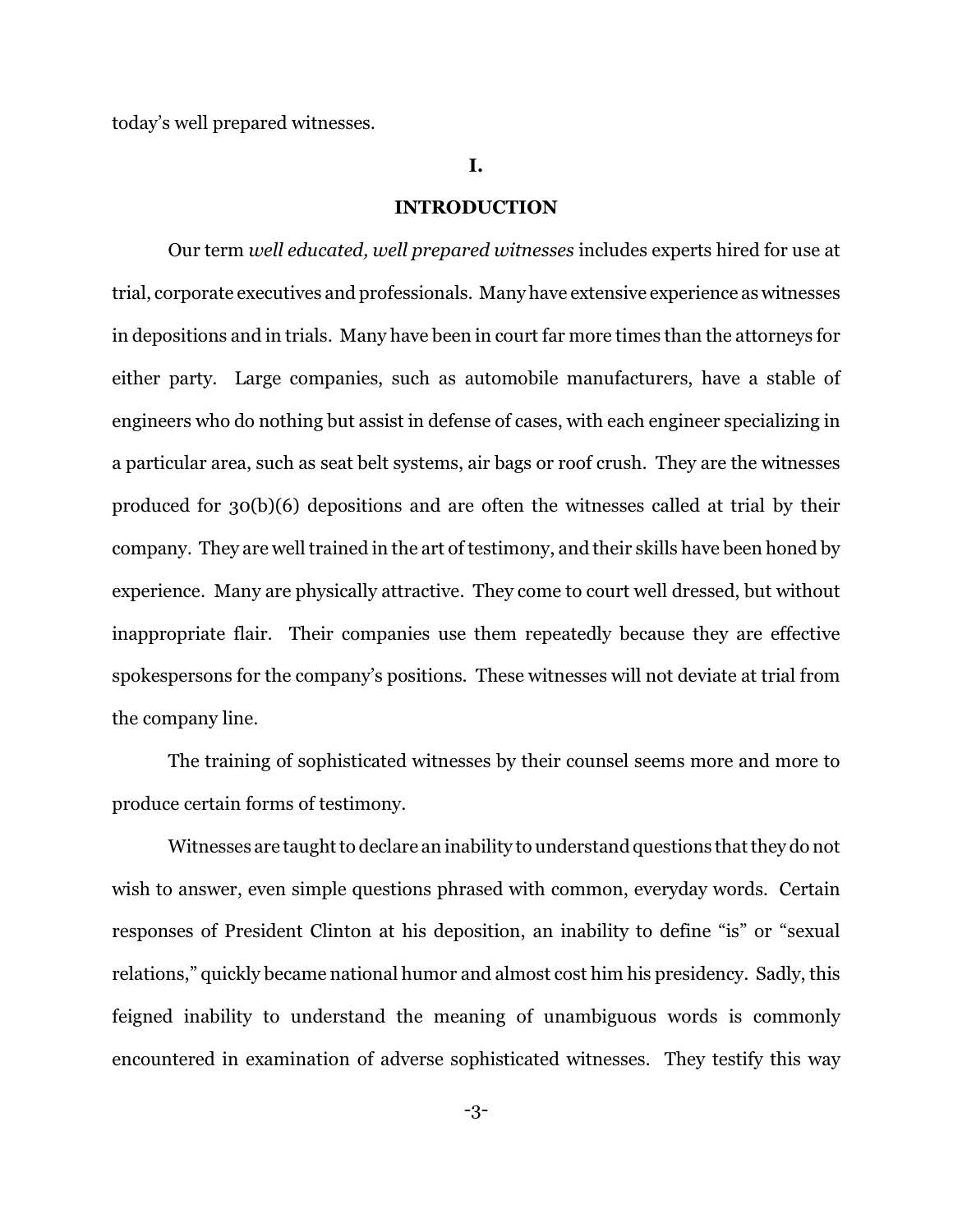today's well prepared witnesses.

## I.

## INTRODUCTION

Our term *well educated, well prepared witnesses* includes experts hired for use at trial, corporate executives and professionals. Many have extensive experience as witnesses in depositions and in trials. Many have been in court far more times than the attorneys for either party. Large companies, such as automobile manufacturers, have a stable of engineers who do nothing but assist in defense of cases, with each engineer specializing in a particular area, such as seat belt systems, air bags or roof crush. They are the witnesses produced for 30(b)(6) depositions and are often the witnesses called at trial by their company. They are well trained in the art of testimony, and their skills have been honed by experience. Many are physically attractive. They come to court well dressed, but without inappropriate flair. Their companies use them repeatedly because they are effective spokespersons for the company's positions. These witnesses will not deviate at trial from the company line.

The training of sophisticated witnesses by their counsel seems more and more to produce certain forms of testimony.

Witnesses are taught to declare an inability to understand questions that they do not wish to answer, even simple questions phrased with common, everyday words. Certain responses of President Clinton at his deposition, an inability to define "is" or "sexual relations," quickly became national humor and almost cost him his presidency. Sadly, this feigned inability to understand the meaning of unambiguous words is commonly encountered in examination of adverse sophisticated witnesses. They testify this way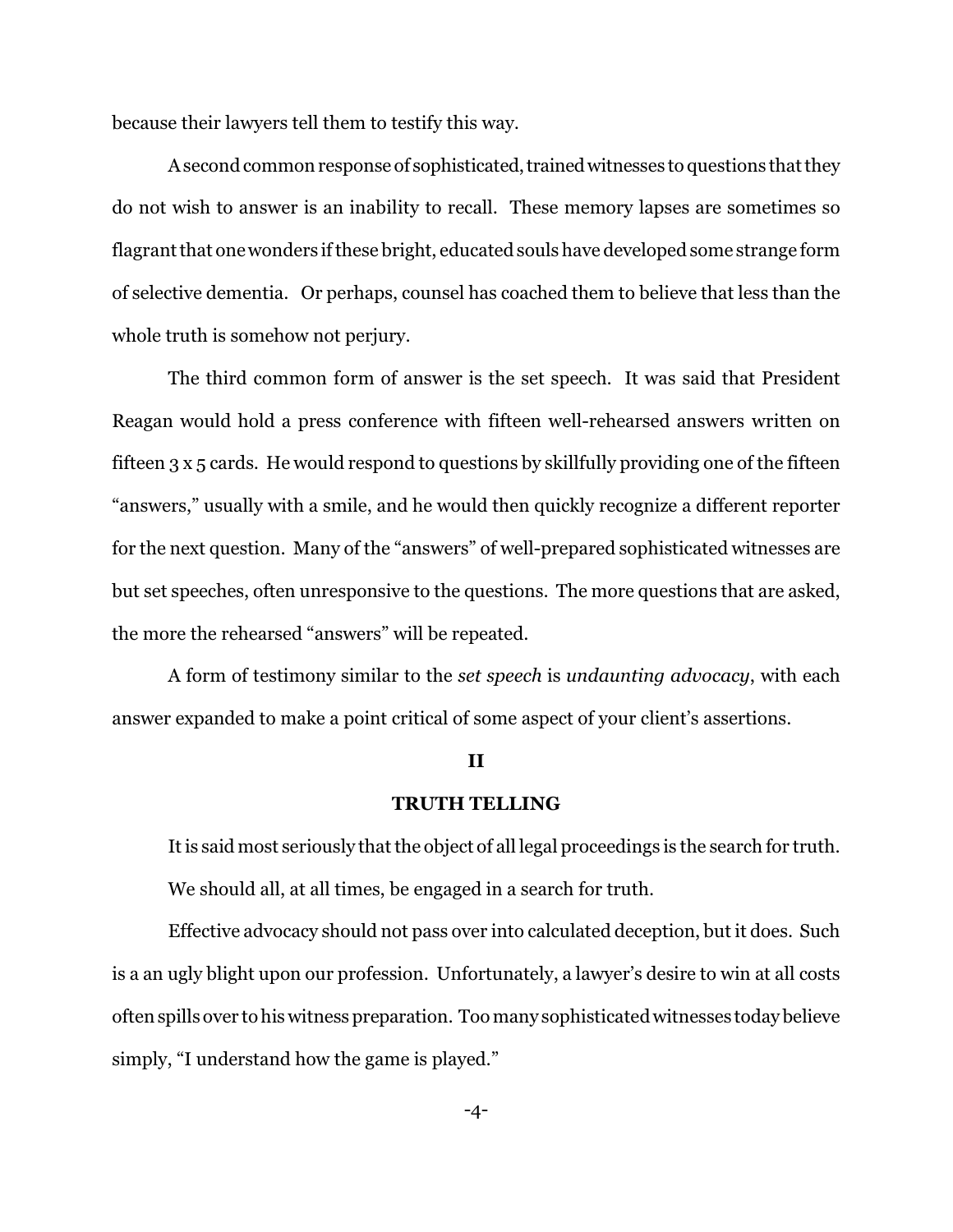because their lawyers tell them to testify this way.

A second common response of sophisticated, trained witnesses to questions that they do not wish to answer is an inability to recall. These memory lapses are sometimes so flagrant that one wonders if these bright, educated souls have developed some strange form of selective dementia. Or perhaps, counsel has coached them to believe that less than the whole truth is somehow not perjury.

The third common form of answer is the set speech. It was said that President Reagan would hold a press conference with fifteen well-rehearsed answers written on fifteen 3 x 5 cards. He would respond to questions by skillfully providing one of the fifteen "answers," usually with a smile, and he would then quickly recognize a different reporter for the next question. Many of the "answers" of well-prepared sophisticated witnesses are but set speeches, often unresponsive to the questions. The more questions that are asked, the more the rehearsed "answers" will be repeated.

A form of testimony similar to the *set speech* is *undaunting advocacy*, with each answer expanded to make a point critical of some aspect of your client's assertions.

## II

## TRUTH TELLING

It is said most seriously that the object of all legal proceedings is the search for truth.

We should all, at all times, be engaged in a search for truth.

Effective advocacy should not pass over into calculated deception, but it does. Such is a an ugly blight upon our profession. Unfortunately, a lawyer's desire to win at all costs often spills over to his witness preparation. Too many sophisticated witnesses today believe simply, "I understand how the game is played."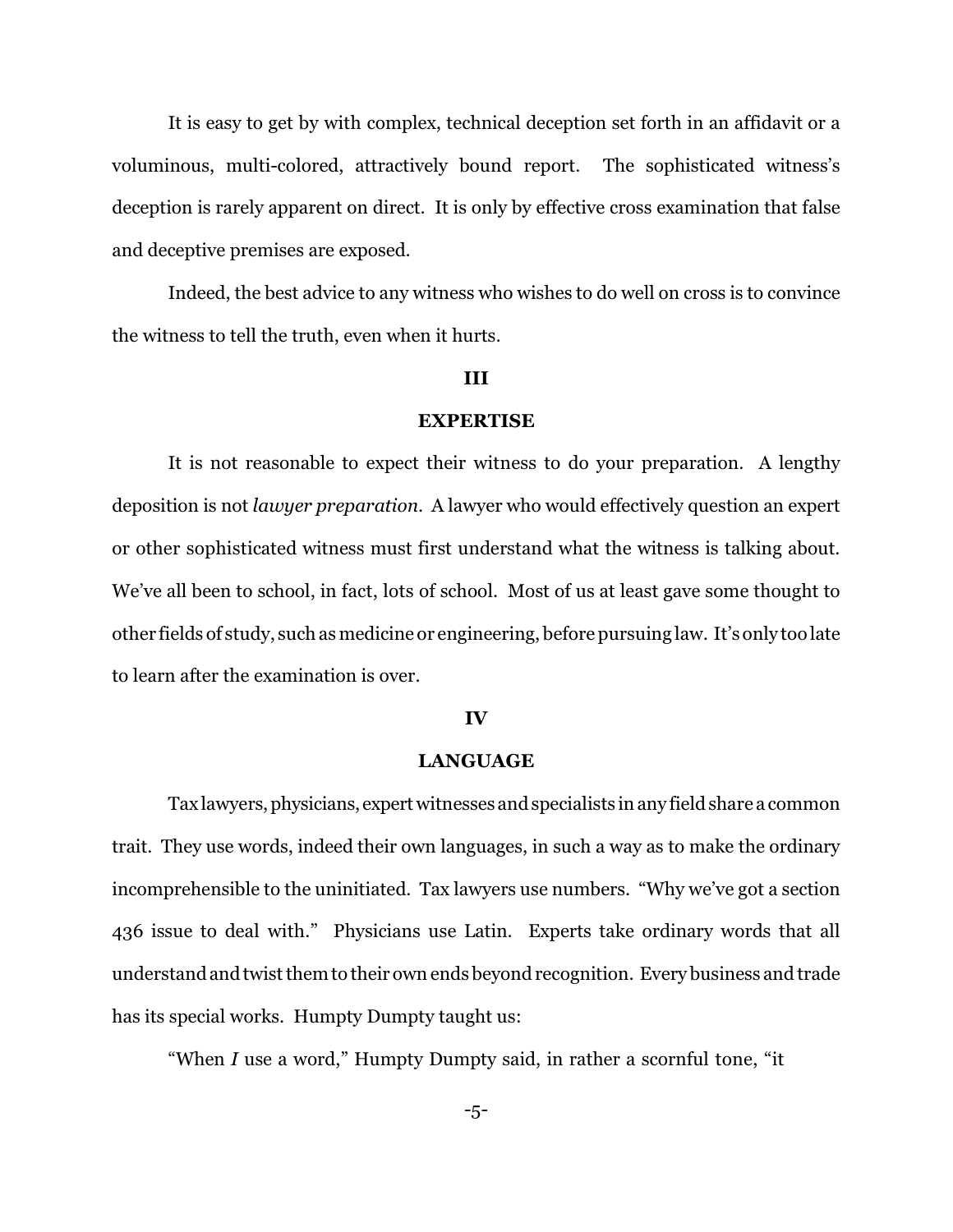It is easy to get by with complex, technical deception set forth in an affidavit or a voluminous, multi-colored, attractively bound report. The sophisticated witness's deception is rarely apparent on direct. It is only by effective cross examination that false and deceptive premises are exposed.

Indeed, the best advice to any witness who wishes to do well on cross is to convince the witness to tell the truth, even when it hurts.

## III

## EXPERTISE

It is not reasonable to expect their witness to do your preparation. A lengthy deposition is not *lawyer preparation*. A lawyer who would effectively question an expert or other sophisticated witness must first understand what the witness is talking about. We've all been to school, in fact, lots of school. Most of us at least gave some thought to other fields of study, such as medicine or engineering, before pursuing law. It's only too late to learn after the examination is over.

## IV

## LANGUAGE

Tax lawyers, physicians, expert witnesses and specialists in any field share a common trait. They use words, indeed their own languages, in such a way as to make the ordinary incomprehensible to the uninitiated. Tax lawyers use numbers. "Why we've got a section 436 issue to deal with." Physicians use Latin. Experts take ordinary words that all understand and twist them to their own ends beyond recognition. Every business and trade has its special works. Humpty Dumpty taught us:

"When *I* use a word," Humpty Dumpty said, in rather a scornful tone, "it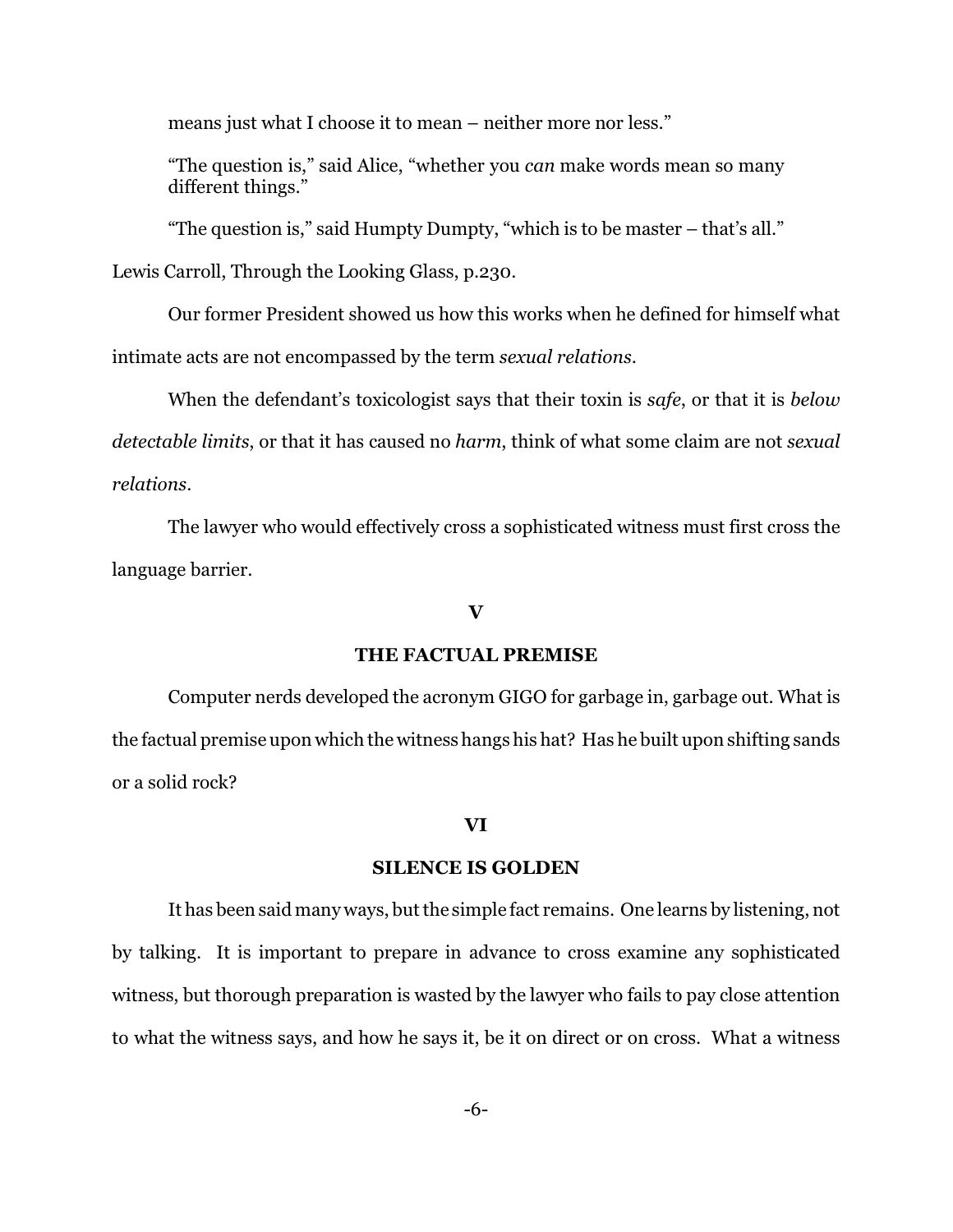means just what I choose it to mean – neither more nor less."

"The question is," said Alice, "whether you *can* make words mean so many different things."

"The question is," said Humpty Dumpty, "which is to be master – that's all."

Lewis Carroll, Through the Looking Glass, p.230.

Our former President showed us how this works when he defined for himself what intimate acts are not encompassed by the term *sexual relations*.

When the defendant's toxicologist says that their toxin is *safe*, or that it is *below detectable limits*, or that it has caused no *harm*, think of what some claim are not *sexual relations*.

The lawyer who would effectively cross a sophisticated witness must first cross the language barrier.

## V

## THE FACTUAL PREMISE

Computer nerds developed the acronym GIGO for garbage in, garbage out. What is the factual premise upon which the witness hangs his hat? Has he built upon shifting sands or a solid rock?

## VI

## SILENCE IS GOLDEN

It has been said many ways, but the simple fact remains. One learns by listening, not by talking. It is important to prepare in advance to cross examine any sophisticated witness, but thorough preparation is wasted by the lawyer who fails to pay close attention to what the witness says, and how he says it, be it on direct or on cross. What a witness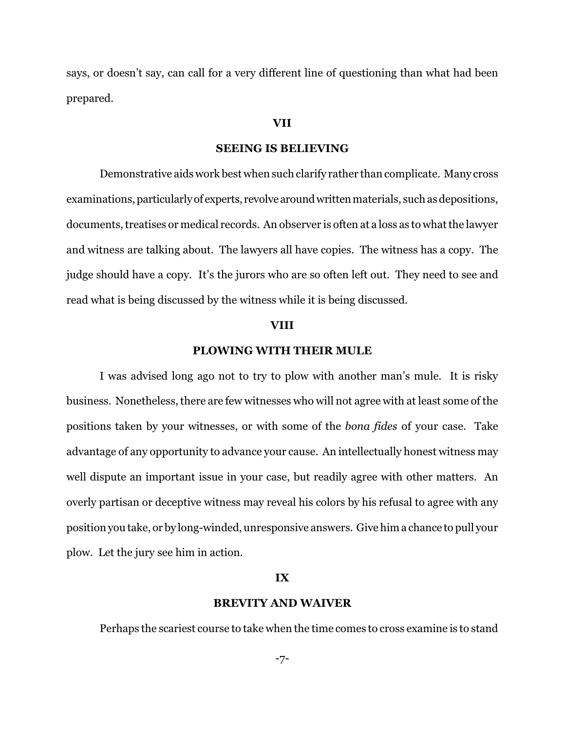says, or doesn't say, can call for a very different line of questioning than what had been prepared.

## VII

## SEEING IS BELIEVING

Demonstrative aids work best when such clarify rather than complicate. Many cross examinations, particularly of experts, revolve around written materials, such as depositions, documents, treatises or medical records. An observer is often at a loss as to what the lawyer and witness are talking about. The lawyers all have copies. The witness has a copy. The judge should have a copy. It's the jurors who are so often left out. They need to see and read what is being discussed by the witness while it is being discussed.

## VIII

## PLOWING WITH THEIR MULE

I was advised long ago not to try to plow with another man's mule. It is risky business. Nonetheless, there are few witnesses who will not agree with at least some of the positions taken by your witnesses, or with some of the *bona fides* of your case. Take advantage of any opportunity to advance your cause. An intellectually honest witness may well dispute an important issue in your case, but readily agree with other matters. An overly partisan or deceptive witness may reveal his colors by his refusal to agree with any position you take, or by long-winded, unresponsive answers. Give him a chance to pull your plow. Let the jury see him in action.

## IX

## BREVITY AND WAIVER

Perhaps the scariest course to take when the time comes to cross examine is to stand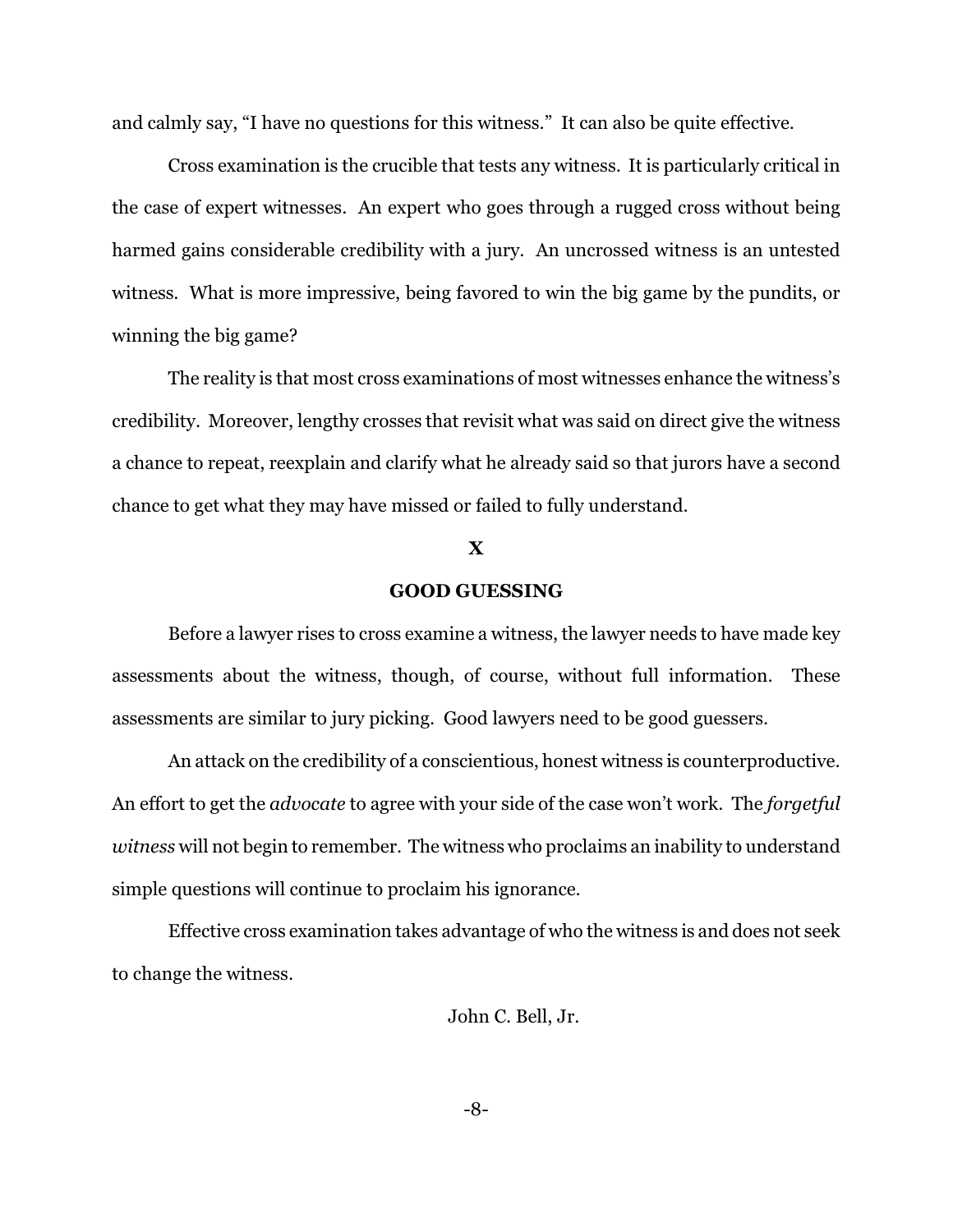and calmly say, "I have no questions for this witness." It can also be quite effective.

Cross examination is the crucible that tests any witness. It is particularly critical in the case of expert witnesses. An expert who goes through a rugged cross without being harmed gains considerable credibility with a jury. An uncrossed witness is an untested witness. What is more impressive, being favored to win the big game by the pundits, or winning the big game?

The reality is that most cross examinations of most witnesses enhance the witness's credibility. Moreover, lengthy crosses that revisit what was said on direct give the witness a chance to repeat, reexplain and clarify what he already said so that jurors have a second chance to get what they may have missed or failed to fully understand.

## X

## GOOD GUESSING

Before a lawyer rises to cross examine a witness, the lawyer needs to have made key assessments about the witness, though, of course, without full information. These assessments are similar to jury picking. Good lawyers need to be good guessers.

An attack on the credibility of a conscientious, honest witness is counterproductive. An effort to get the *advocate* to agree with your side of the case won't work. The *forgetful witness* will not begin to remember. The witness who proclaims an inability to understand simple questions will continue to proclaim his ignorance.

Effective cross examination takes advantage of who the witness is and does not seek to change the witness.

John C. Bell, Jr.